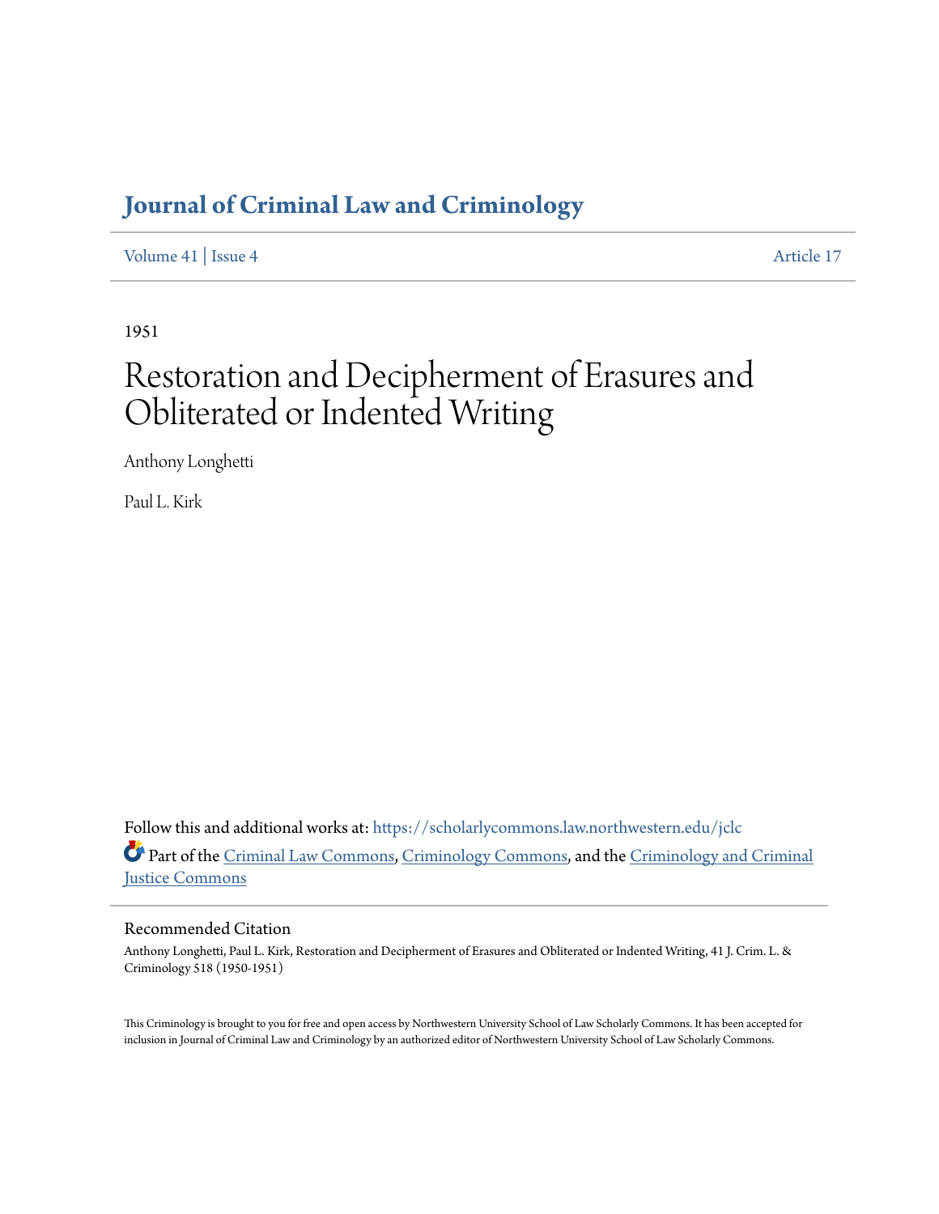# Journal of Criminal Law and Criminology

Volume 41 | Issue 4 Article 17

1951

# Restoration and Decipherment of Erasures and Obliterated or Indented Writing

Anthony Longhetti

Paul L. Kirk

Follow this and additional works at: https://scholarlycommons.law.northwestern.edu/jclc

Part of the Criminal Law Commons, Criminology Commons, and the Criminology and Criminal Justice Commons

## Recommended Citation

Anthony Longhetti, Paul L. Kirk, Restoration and Decipherment of Erasures and Obliterated or Indented Writing, 41 J. Crim. L. & Criminology 518 (1950-1951)

This Criminology is brought to you for free and open access by Northwestern University School of Law Scholarly Commons. It has been accepted for inclusion in Journal of Criminal Law and Criminology by an authorized editor of Northwestern University School of Law Scholarly Commons.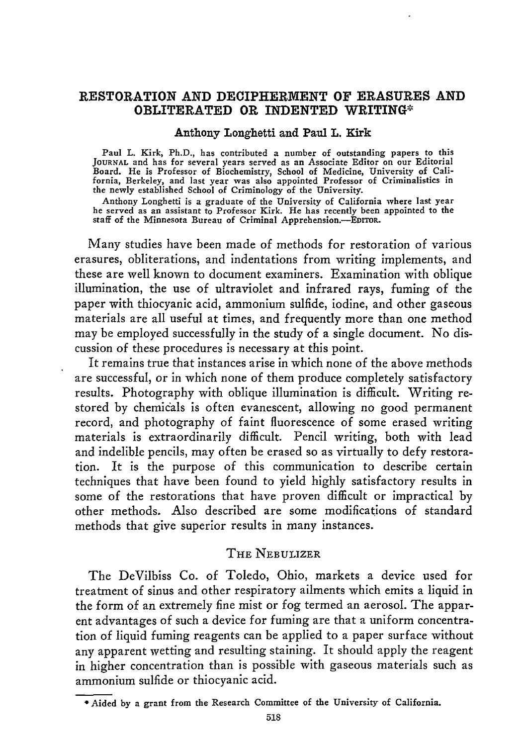# RESTORATION AND DECIPHERMENT OF ERASURES AND OBLITERATED OR INDENTED WRITING*

**Anthony Longhetti and Paul L. Kirk**

Paul L. Kirk, Ph.D., has contributed a number of outstanding papers to this JOURNAL and has for several years served as an Associate Editor on our Editorial Board. He is Professor of Biochemistry, School of Medicine, University of California, Berkeley, and last year was also appointed Professor of Criminalistics in the newly established School of Criminology of the University.

Anthony Longhetti is a graduate of the University of California where last year he served as an assistant to Professor Kirk. He has recently been appointed to the staff of the Minnesota Bureau of Criminal Apprehension.—EDITOR.

Many studies have been made of methods for restoration of various erasures, obliterations, and indentations from writing implements, and these are well known to document examiners. Examination with oblique illumination, the use of ultraviolet and infrared rays, fuming of the paper with thiocyanic acid, ammonium sulfide, iodine, and other gaseous materials are all useful at times, and frequently more than one method may be employed successfully in the study of a single document. No discussion of these procedures is necessary at this point.

It remains true that instances arise in which none of the above methods are successful, or in which none of them produce completely satisfactory results. Photography with oblique illumination is difficult. Writing restored by chemicals is often evanescent, allowing no good permanent record, and photography of faint fluorescence of some erased writing materials is extraordinarily difficult. Pencil writing, both with lead and indelible pencils, may often be erased so as virtually to defy restoration. It is the purpose of this communication to describe certain techniques that have been found to yield highly satisfactory results in some of the restorations that have proven difficult or impractical by other methods. Also described are some modifications of standard methods that give superior results in many instances.

## THE NEBULIZER

The DeVilbiss Co. of Toledo, Ohio, markets a device used for treatment of sinus and other respiratory ailments which emits a liquid in the form of an extremely fine mist or fog termed an aerosol. The apparent advantages of such a device for fuming are that a uniform concentration of liquid fuming reagents can be applied to a paper surface without any apparent wetting and resulting staining. It should apply the reagent in higher concentration than is possible with gaseous materials such as ammonium sulfide or thiocyanic acid.

* Aided by a grant from the Research Committee of the University of California.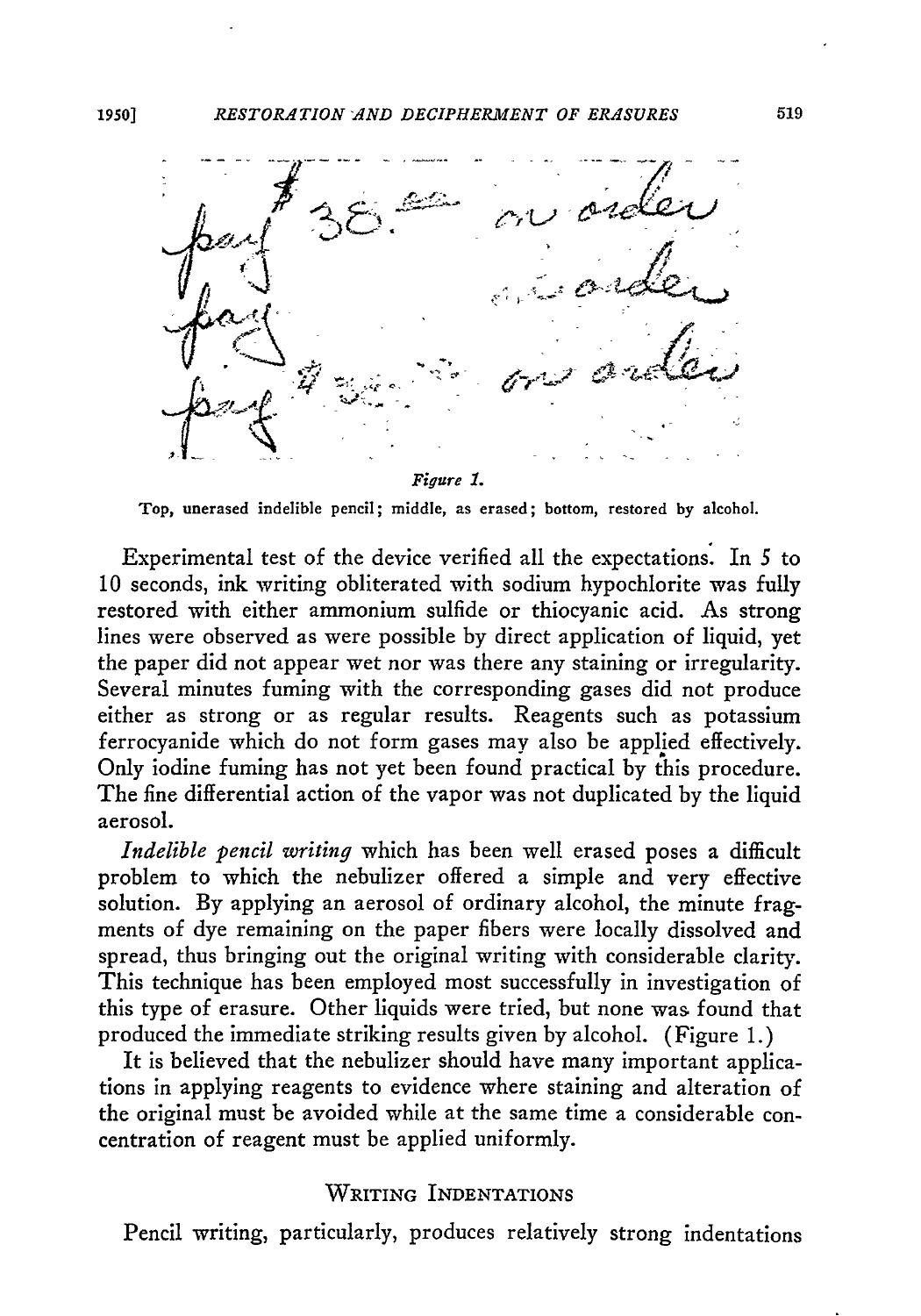*Figure 1.*

Top, unerased indelible pencil; middle, as erased; bottom, restored by alcohol.

Experimental test of the device verified all the expectations. In 5 to 10 seconds, ink writing obliterated with sodium hypochlorite was fully restored with either ammonium sulfide or thiocyanic acid. As strong lines were observed as were possible by direct application of liquid, yet the paper did not appear wet nor was there any staining or irregularity. Several minutes fuming with the corresponding gases did not produce either as strong or as regular results. Reagents such as potassium ferrocyanide which do not form gases may also be applied effectively. Only iodine fuming has not yet been found practical by this procedure. The fine differential action of the vapor was not duplicated by the liquid aerosol.

*Indelible pencil writing* which has been well erased poses a difficult problem to which the nebulizer offered a simple and very effective solution. By applying an aerosol of ordinary alcohol, the minute fragments of dye remaining on the paper fibers were locally dissolved and spread, thus bringing out the original writing with considerable clarity. This technique has been employed most successfully in investigation of this type of erasure. Other liquids were tried, but none was found that produced the immediate striking results given by alcohol. (Figure 1.)

It is believed that the nebulizer should have many important applications in applying reagents to evidence where staining and alteration of the original must be avoided while at the same time a considerable concentration of reagent must be applied uniformly.

## Writing Indentations

Pencil writing, particularly, produces relatively strong indentations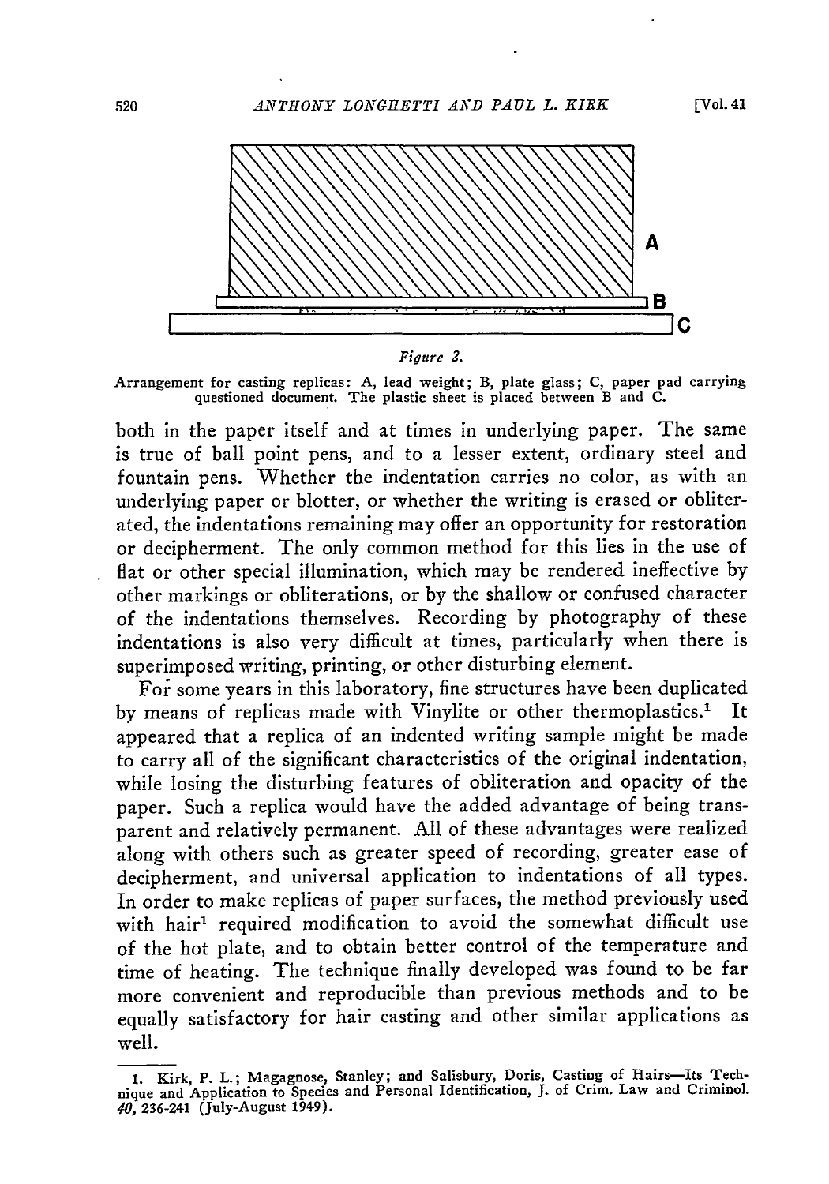*Figure 2.*

Arrangement for casting replicas: A, lead weight; B, plate glass; C, paper pad carrying questioned document. The plastic sheet is placed between B and C.

both in the paper itself and at times in underlying paper. The same is true of ball point pens, and to a lesser extent, ordinary steel and fountain pens. Whether the indentation carries no color, as with an underlying paper or blotter, or whether the writing is erased or obliterated, the indentations remaining may offer an opportunity for restoration or decipherment. The only common method for this lies in the use of flat or other special illumination, which may be rendered ineffective by other markings or obliterations, or by the shallow or confused character of the indentations themselves. Recording by photography of these indentations is also very difficult at times, particularly when there is superimposed writing, printing, or other disturbing element.

For some years in this laboratory, fine structures have been duplicated by means of replicas made with Vinylite or other thermoplastics.[1] It appeared that a replica of an indented writing sample might be made to carry all of the significant characteristics of the original indentation, while losing the disturbing features of obliteration and opacity of the paper. Such a replica would have the added advantage of being transparent and relatively permanent. All of these advantages were realized along with others such as greater speed of recording, greater ease of decipherment, and universal application to indentations of all types. In order to make replicas of paper surfaces, the method previously used with hair[1] required modification to avoid the somewhat difficult use of the hot plate, and to obtain better control of the temperature and time of heating. The technique finally developed was found to be far more convenient and reproducible than previous methods and to be equally satisfactory for hair casting and other similar applications as well.

1. Kirk, P. L.; Magagnose, Stanley; and Salisbury, Doris, Casting of Hairs—Its Technique and Application to Species and Personal Identification, J. of Crim. Law and Criminol. *40*, 236-241 (July-August 1949).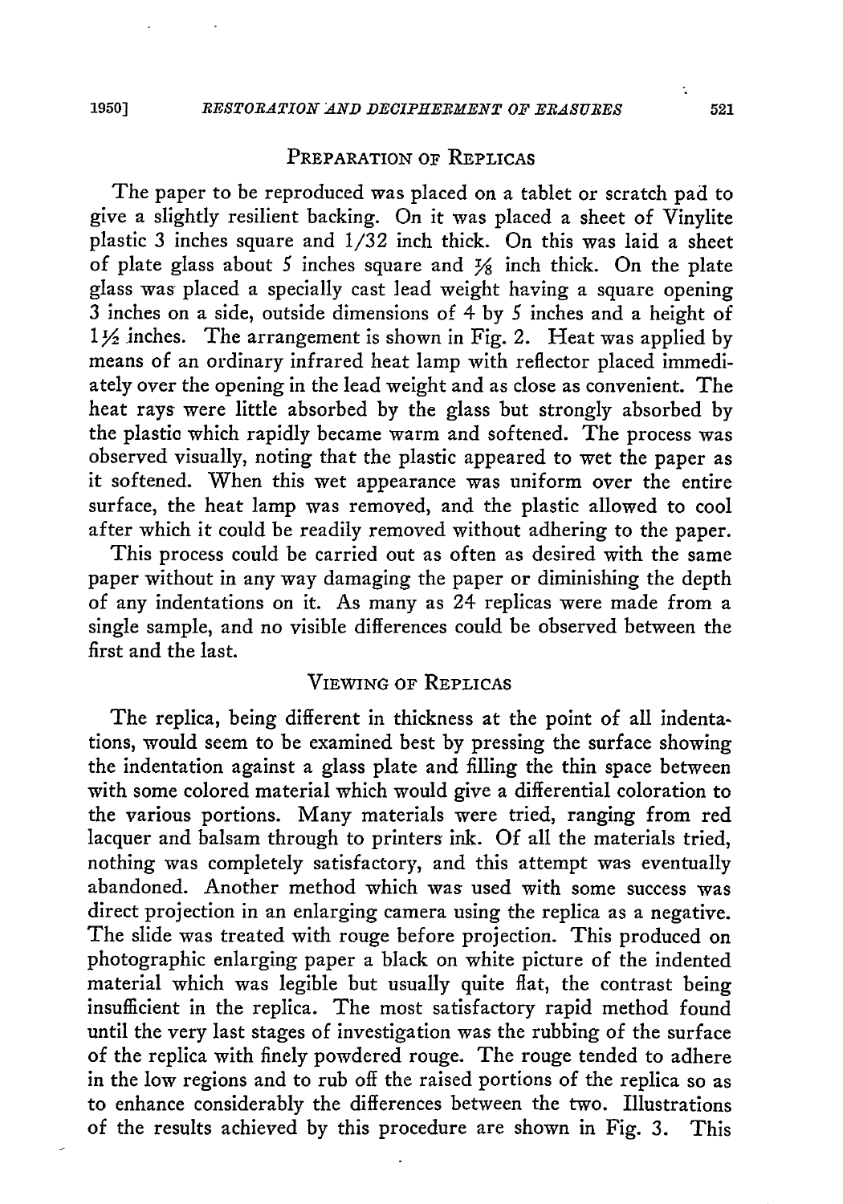## Preparation of Replicas

The paper to be reproduced was placed on a tablet or scratch pad to give a slightly resilient backing. On it was placed a sheet of Vinylite plastic 3 inches square and 1/32 inch thick. On this was laid a sheet of plate glass about 5 inches square and 1/8 inch thick. On the plate glass was placed a specially cast lead weight having a square opening 3 inches on a side, outside dimensions of 4 by 5 inches and a height of 1½ inches. The arrangement is shown in Fig. 2. Heat was applied by means of an ordinary infrared heat lamp with reflector placed immediately over the opening in the lead weight and as close as convenient. The heat rays were little absorbed by the glass but strongly absorbed by the plastic which rapidly became warm and softened. The process was observed visually, noting that the plastic appeared to wet the paper as it softened. When this wet appearance was uniform over the entire surface, the heat lamp was removed, and the plastic allowed to cool after which it could be readily removed without adhering to the paper.

This process could be carried out as often as desired with the same paper without in any way damaging the paper or diminishing the depth of any indentations on it. As many as 24 replicas were made from a single sample, and no visible differences could be observed between the first and the last.

## Viewing of Replicas

The replica, being different in thickness at the point of all indentations, would seem to be examined best by pressing the surface showing the indentation against a glass plate and filling the thin space between with some colored material which would give a differential coloration to the various portions. Many materials were tried, ranging from red lacquer and balsam through to printers ink. Of all the materials tried, nothing was completely satisfactory, and this attempt was eventually abandoned. Another method which was used with some success was direct projection in an enlarging camera using the replica as a negative. The slide was treated with rouge before projection. This produced on photographic enlarging paper a black on white picture of the indented material which was legible but usually quite flat, the contrast being insufficient in the replica. The most satisfactory rapid method found until the very last stages of investigation was the rubbing of the surface of the replica with finely powdered rouge. The rouge tended to adhere in the low regions and to rub off the raised portions of the replica so as to enhance considerably the differences between the two. Illustrations of the results achieved by this procedure are shown in Fig. 3. This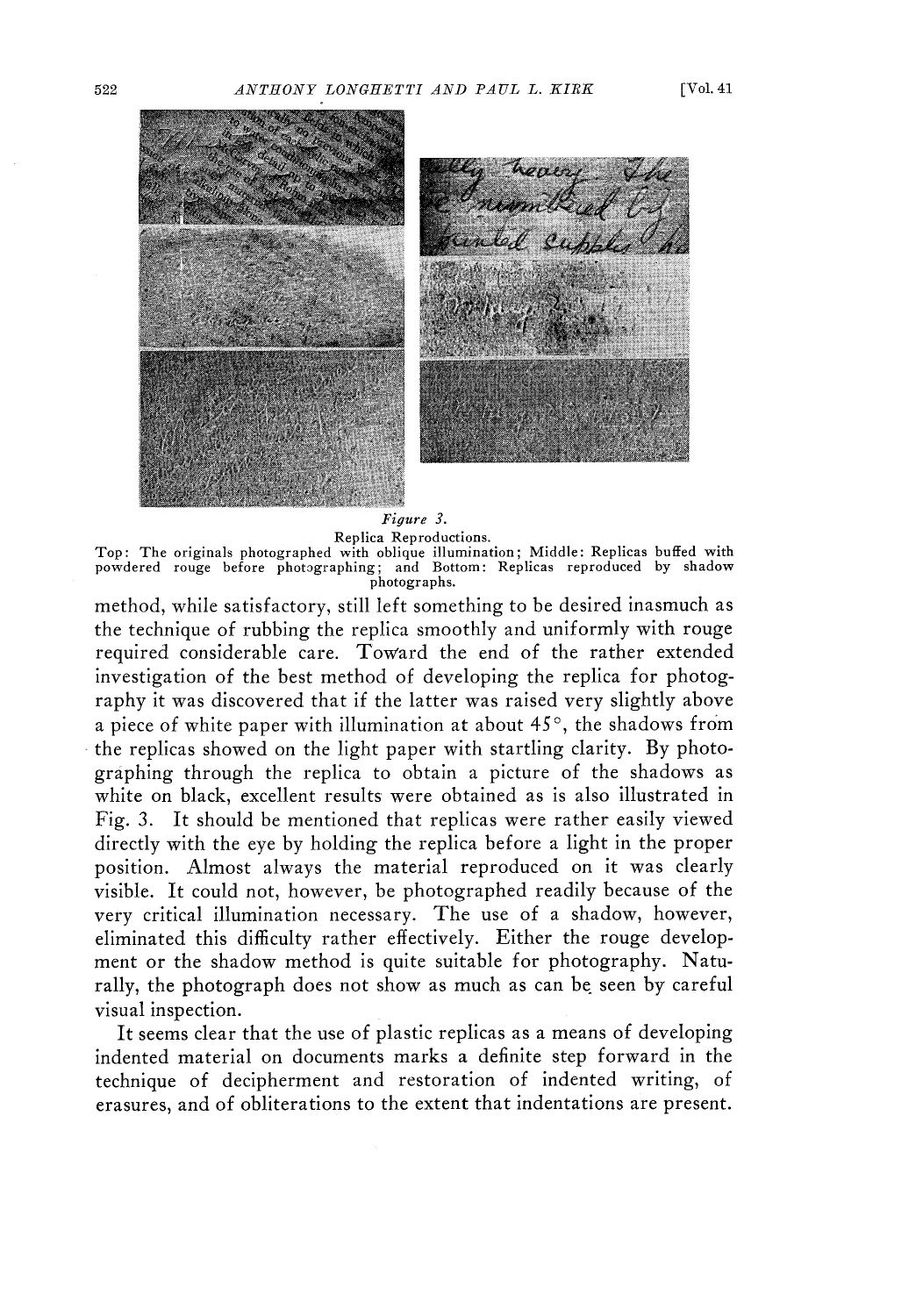*Figure 3.*

Replica Reproductions.

Top: The originals photographed with oblique illumination; Middle: Replicas buffed with powdered rouge before photographing; and Bottom: Replicas reproduced by shadow photographs.

method, while satisfactory, still left something to be desired inasmuch as the technique of rubbing the replica smoothly and uniformly with rouge required considerable care. Toward the end of the rather extended investigation of the best method of developing the replica for photography it was discovered that if the latter was raised very slightly above a piece of white paper with illumination at about 45°, the shadows from the replicas showed on the light paper with startling clarity. By photographing through the replica to obtain a picture of the shadows as white on black, excellent results were obtained as is also illustrated in Fig. 3. It should be mentioned that replicas were rather easily viewed directly with the eye by holding the replica before a light in the proper position. Almost always the material reproduced on it was clearly visible. It could not, however, be photographed readily because of the very critical illumination necessary. The use of a shadow, however, eliminated this difficulty rather effectively. Either the rouge development or the shadow method is quite suitable for photography. Naturally, the photograph does not show as much as can be seen by careful visual inspection.

It seems clear that the use of plastic replicas as a means of developing indented material on documents marks a definite step forward in the technique of decipherment and restoration of indented writing, of erasures, and of obliterations to the extent that indentations are present.